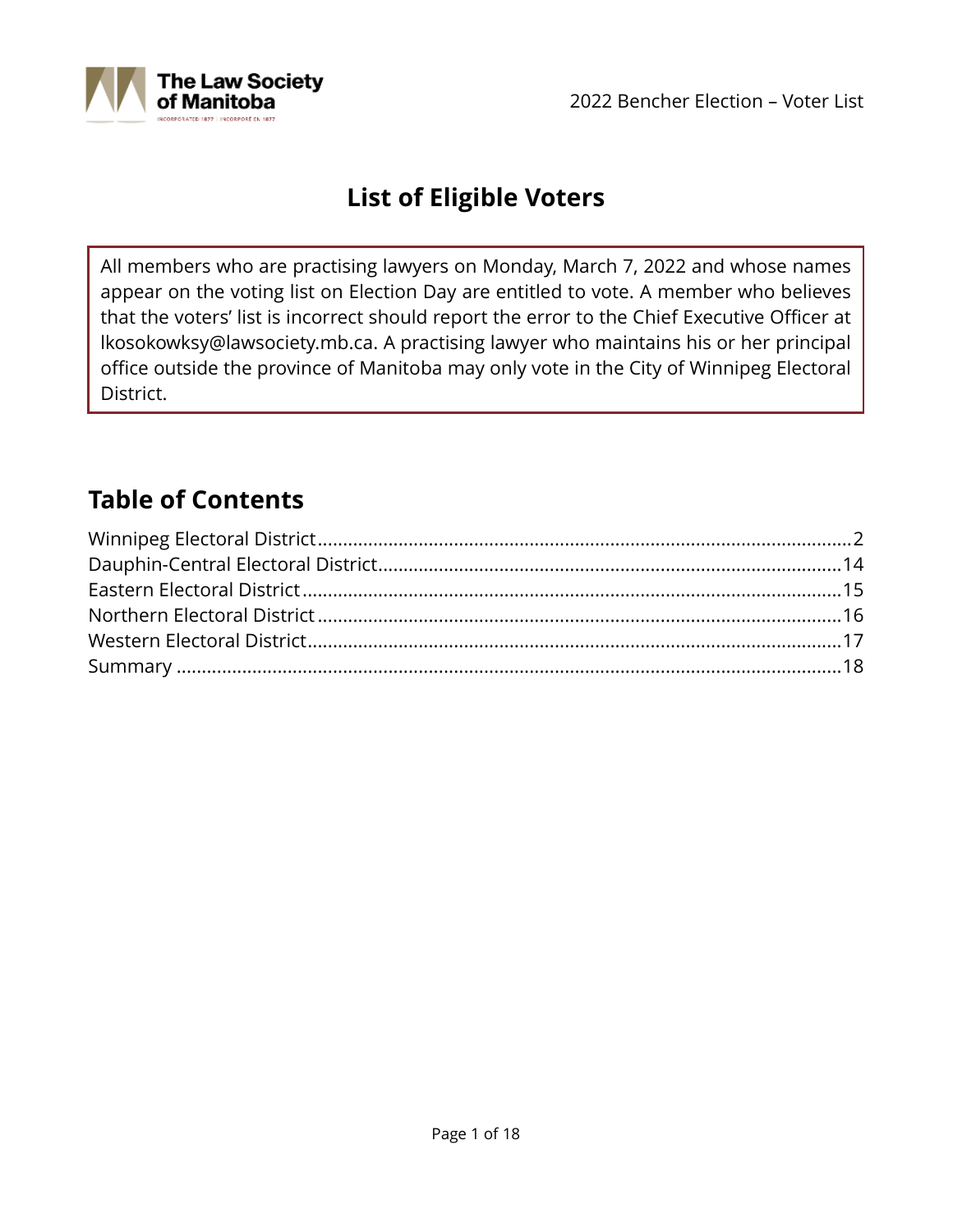# List of Eligible Voters

All members who are practising lawyers on Monday, March 7, 2022 and whose names appear on the voting list on Election Day are entitled to vote. A member who believes that the voters' list is incorrect should report the error to the Chief Executive Officer at lkosokowksy@lawsociety.mb.ca. A practising lawyer who maintains his or her principal office outside the province of Manitoba may only vote in the City of Winnipeg Electoral District.

## Table of Contents

Winnipeg Electoral District....................2
Dauphin-Central Electoral District....................14
Eastern Electoral District....................15
Northern Electoral District....................16
Western Electoral District....................17
Summary....................18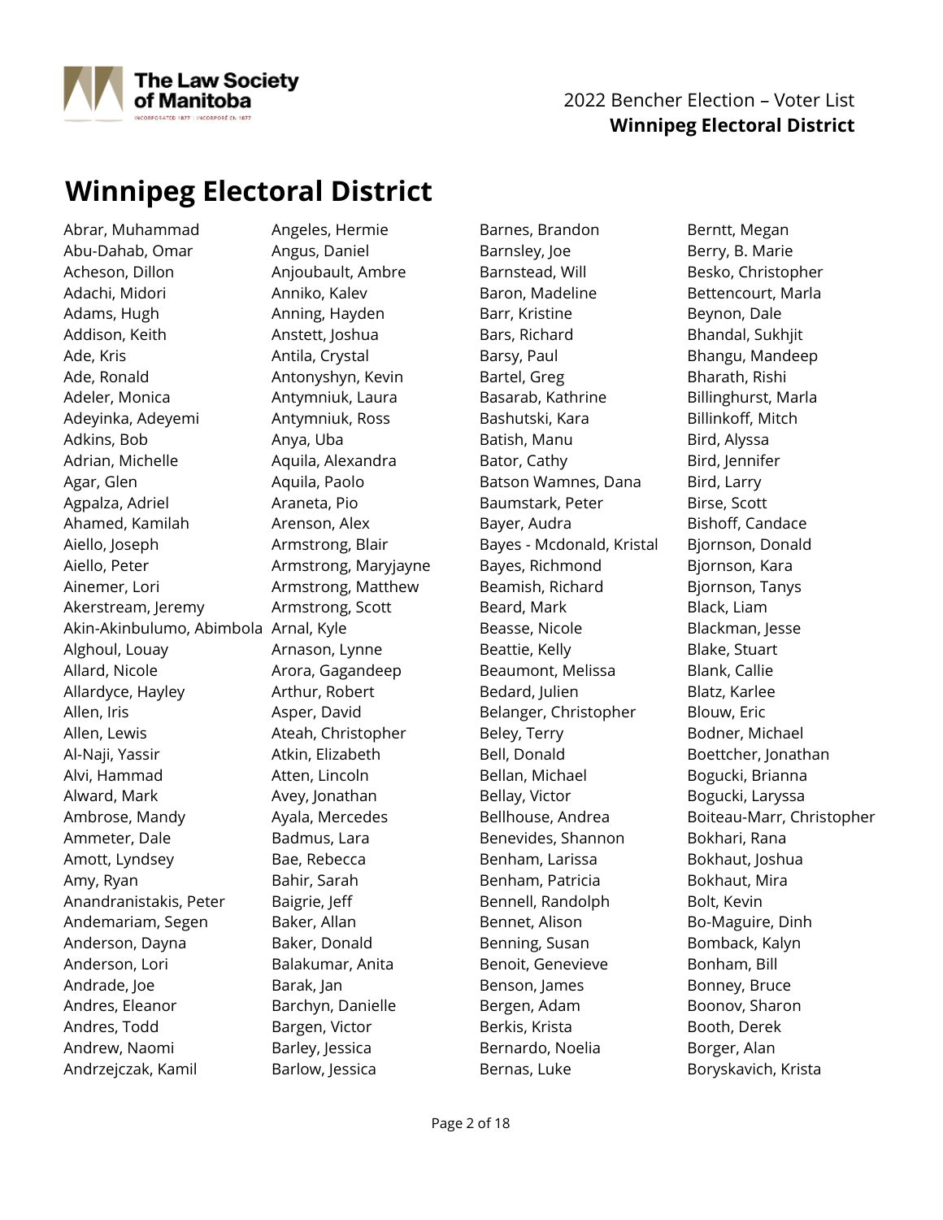# Winnipeg Electoral District

Abrar, Muhammad
Abu-Dahab, Omar
Acheson, Dillon
Adachi, Midori
Adams, Hugh
Addison, Keith
Ade, Kris
Ade, Ronald
Adeler, Monica
Adeyinka, Adeyemi
Adkins, Bob
Adrian, Michelle
Agar, Glen
Agpalza, Adriel
Ahamed, Kamilah
Aiello, Joseph
Aiello, Peter
Ainemer, Lori
Akerstream, Jeremy
Akin-Akinbulumo, Abimbola
Alghoul, Louay
Allard, Nicole
Allardyce, Hayley
Allen, Iris
Allen, Lewis
Al-Naji, Yassir
Alvi, Hammad
Alward, Mark
Ambrose, Mandy
Ammeter, Dale
Amott, Lyndsey
Amy, Ryan
Anandranistakis, Peter
Andemariam, Segen
Anderson, Dayna
Anderson, Lori
Andrade, Joe
Andres, Eleanor
Andres, Todd
Andrew, Naomi
Andrzejczak, Kamil
Angeles, Hermie
Angus, Daniel
Anjoubault, Ambre
Anniko, Kalev
Anning, Hayden
Anstett, Joshua
Antila, Crystal
Antonyshyn, Kevin
Antymniuk, Laura
Antymniuk, Ross
Anya, Uba
Aquila, Alexandra
Aquila, Paolo
Araneta, Pio
Arenson, Alex
Armstrong, Blair
Armstrong, Maryjayne
Armstrong, Matthew
Armstrong, Scott
Arnal, Kyle
Arnason, Lynne
Arora, Gagandeep
Arthur, Robert
Asper, David
Ateah, Christopher
Atkin, Elizabeth
Atten, Lincoln
Avey, Jonathan
Ayala, Mercedes
Badmus, Lara
Bae, Rebecca
Bahir, Sarah
Baigrie, Jeff
Baker, Allan
Baker, Donald
Balakumar, Anita
Barak, Jan
Barchyn, Danielle
Bargen, Victor
Barley, Jessica
Barlow, Jessica
Barnes, Brandon
Barnsley, Joe
Barnstead, Will
Baron, Madeline
Barr, Kristine
Bars, Richard
Barsy, Paul
Bartel, Greg
Basarab, Kathrine
Bashutski, Kara
Batish, Manu
Bator, Cathy
Batson Wamnes, Dana
Baumstark, Peter
Bayer, Audra
Bayes - Mcdonald, Kristal
Bayes, Richmond
Beamish, Richard
Beard, Mark
Beasse, Nicole
Beattie, Kelly
Beaumont, Melissa
Bedard, Julien
Belanger, Christopher
Beley, Terry
Bell, Donald
Bellan, Michael
Bellay, Victor
Bellhouse, Andrea
Benevides, Shannon
Benham, Larissa
Benham, Patricia
Bennell, Randolph
Bennet, Alison
Benning, Susan
Benoit, Genevieve
Benson, James
Bergen, Adam
Berkis, Krista
Bernardo, Noelia
Bernas, Luke
Berntt, Megan
Berry, B. Marie
Besko, Christopher
Bettencourt, Marla
Beynon, Dale
Bhandal, Sukhjit
Bhangu, Mandeep
Bharath, Rishi
Billinghurst, Marla
Billinkoff, Mitch
Bird, Alyssa
Bird, Jennifer
Bird, Larry
Birse, Scott
Bishoff, Candace
Bjornson, Donald
Bjornson, Kara
Bjornson, Tanys
Black, Liam
Blackman, Jesse
Blake, Stuart
Blank, Callie
Blatz, Karlee
Blouw, Eric
Bodner, Michael
Boettcher, Jonathan
Bogucki, Brianna
Bogucki, Laryssa
Boiteau-Marr, Christopher
Bokhari, Rana
Bokhaut, Joshua
Bokhaut, Mira
Bolt, Kevin
Bo-Maguire, Dinh
Bomback, Kalyn
Bonham, Bill
Bonney, Bruce
Boonov, Sharon
Booth, Derek
Borger, Alan
Boryskavich, Krista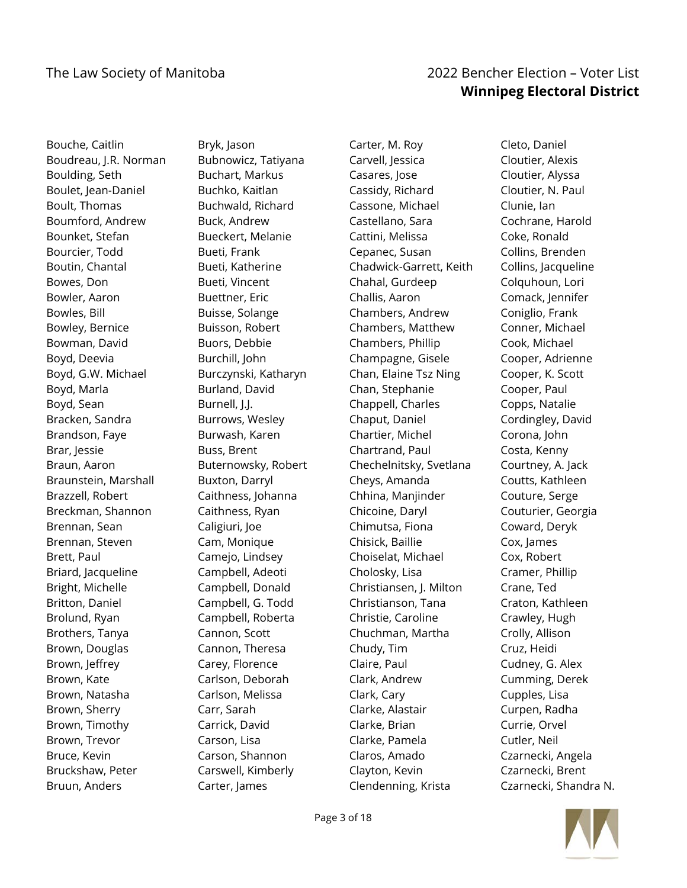Bouche, Caitlin
Boudreau, J.R. Norman
Boulding, Seth
Boulet, Jean-Daniel
Boult, Thomas
Boumford, Andrew
Bounket, Stefan
Bourcier, Todd
Boutin, Chantal
Bowes, Don
Bowler, Aaron
Bowles, Bill
Bowley, Bernice
Bowman, David
Boyd, Deevia
Boyd, G.W. Michael
Boyd, Marla
Boyd, Sean
Bracken, Sandra
Brandson, Faye
Brar, Jessie
Braun, Aaron
Braunstein, Marshall
Brazzell, Robert
Breckman, Shannon
Brennan, Sean
Brennan, Steven
Brett, Paul
Briard, Jacqueline
Bright, Michelle
Britton, Daniel
Brolund, Ryan
Brothers, Tanya
Brown, Douglas
Brown, Jeffrey
Brown, Kate
Brown, Natasha
Brown, Sherry
Brown, Timothy
Brown, Trevor
Bruce, Kevin
Bruckshaw, Peter
Bruun, Anders
Bryk, Jason
Bubnowicz, Tatiyana
Buchart, Markus
Buchko, Kaitlan
Buchwald, Richard
Buck, Andrew
Bueckert, Melanie
Bueti, Frank
Bueti, Katherine
Bueti, Vincent
Buettner, Eric
Buisse, Solange
Buisson, Robert
Buors, Debbie
Burchill, John
Burczynski, Katharyn
Burland, David
Burnell, J.J.
Burrows, Wesley
Burwash, Karen
Buss, Brent
Buternowsky, Robert
Buxton, Darryl
Caithness, Johanna
Caithness, Ryan
Caligiuri, Joe
Cam, Monique
Camejo, Lindsey
Campbell, Adeoti
Campbell, Donald
Campbell, G. Todd
Campbell, Roberta
Cannon, Scott
Cannon, Theresa
Carey, Florence
Carlson, Deborah
Carlson, Melissa
Carr, Sarah
Carrick, David
Carson, Lisa
Carson, Shannon
Carswell, Kimberly
Carter, James
Carter, M. Roy
Carvell, Jessica
Casares, Jose
Cassidy, Richard
Cassone, Michael
Castellano, Sara
Cattini, Melissa
Cepanec, Susan
Chadwick-Garrett, Keith
Chahal, Gurdeep
Challis, Aaron
Chambers, Andrew
Chambers, Matthew
Chambers, Phillip
Champagne, Gisele
Chan, Elaine Tsz Ning
Chan, Stephanie
Chappell, Charles
Chaput, Daniel
Chartier, Michel
Chartrand, Paul
Chechelnitsky, Svetlana
Cheys, Amanda
Chhina, Manjinder
Chicoine, Daryl
Chimutsa, Fiona
Chisick, Baillie
Choiselat, Michael
Cholosky, Lisa
Christiansen, J. Milton
Christianson, Tana
Christie, Caroline
Chuchman, Martha
Chudy, Tim
Claire, Paul
Clark, Andrew
Clark, Cary
Clarke, Alastair
Clarke, Brian
Clarke, Pamela
Claros, Amado
Clayton, Kevin
Clendenning, Krista
Cleto, Daniel
Cloutier, Alexis
Cloutier, Alyssa
Cloutier, N. Paul
Clunie, Ian
Cochrane, Harold
Coke, Ronald
Collins, Brenden
Collins, Jacqueline
Colquhoun, Lori
Comack, Jennifer
Coniglio, Frank
Conner, Michael
Cook, Michael
Cooper, Adrienne
Cooper, K. Scott
Cooper, Paul
Copps, Natalie
Cordingley, David
Corona, John
Costa, Kenny
Courtney, A. Jack
Coutts, Kathleen
Couture, Serge
Couturier, Georgia
Coward, Deryk
Cox, James
Cox, Robert
Cramer, Phillip
Crane, Ted
Craton, Kathleen
Crawley, Hugh
Crolly, Allison
Cruz, Heidi
Cudney, G. Alex
Cumming, Derek
Cupples, Lisa
Curpen, Radha
Currie, Orvel
Cutler, Neil
Czarnecki, Angela
Czarnecki, Brent
Czarnecki, Shandra N.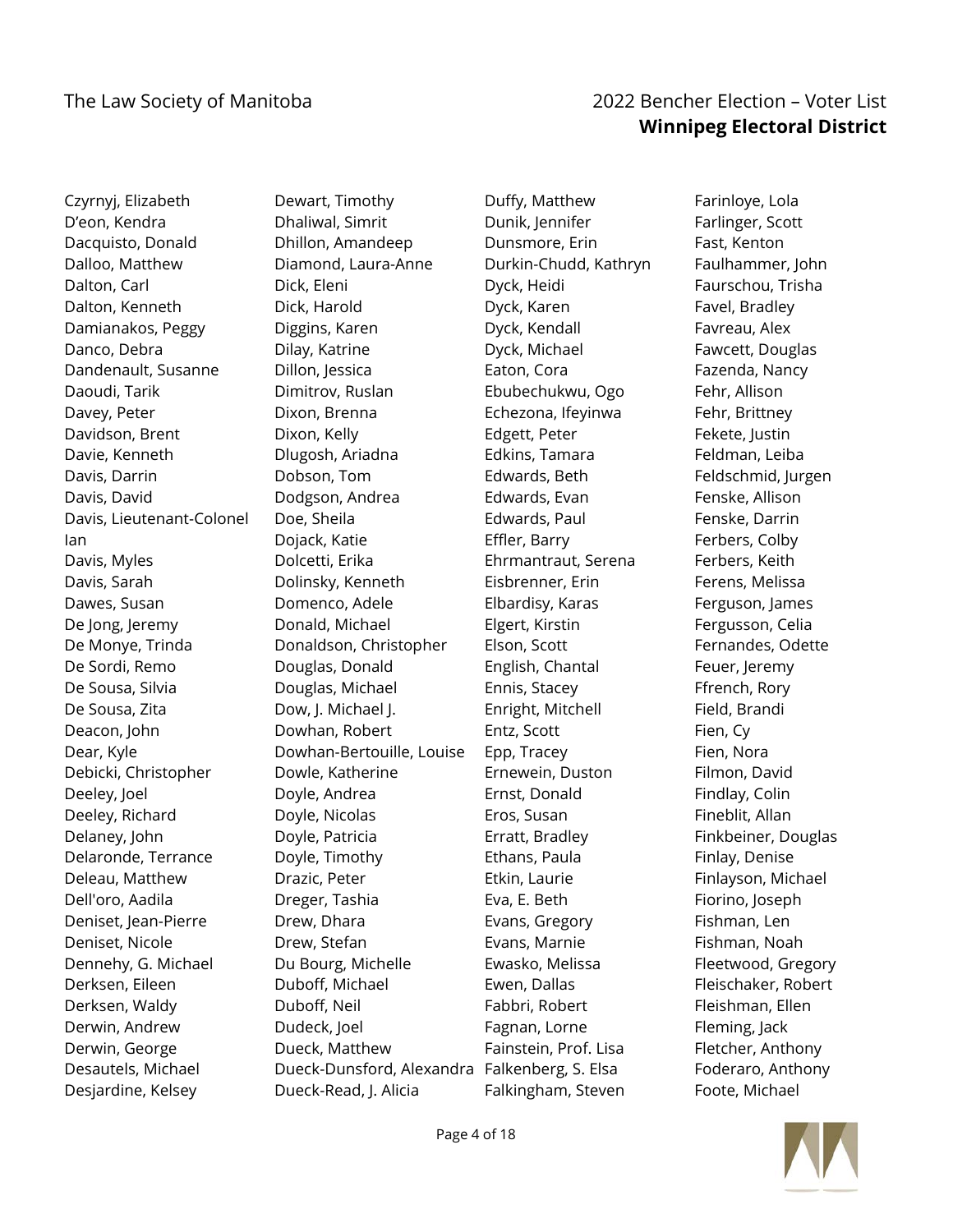Czyrnyj, Elizabeth
D'eon, Kendra
Dacquisto, Donald
Dalloo, Matthew
Dalton, Carl
Dalton, Kenneth
Damianakos, Peggy
Danco, Debra
Dandenault, Susanne
Daoudi, Tarik
Davey, Peter
Davidson, Brent
Davie, Kenneth
Davis, Darrin
Davis, David
Davis, Lieutenant-Colonel Ian
Davis, Myles
Davis, Sarah
Dawes, Susan
De Jong, Jeremy
De Monye, Trinda
De Sordi, Remo
De Sousa, Silvia
De Sousa, Zita
Deacon, John
Dear, Kyle
Debicki, Christopher
Deeley, Joel
Deeley, Richard
Delaney, John
Delaronde, Terrance
Deleau, Matthew
Dell'oro, Aadila
Deniset, Jean-Pierre
Deniset, Nicole
Dennehy, G. Michael
Derksen, Eileen
Derksen, Waldy
Derwin, Andrew
Derwin, George
Desautels, Michael
Desjardine, Kelsey
Dewart, Timothy
Dhaliwal, Simrit
Dhillon, Amandeep
Diamond, Laura-Anne
Dick, Eleni
Dick, Harold
Diggins, Karen
Dilay, Katrine
Dillon, Jessica
Dimitrov, Ruslan
Dixon, Brenna
Dixon, Kelly
Dlugosh, Ariadna
Dobson, Tom
Dodgson, Andrea
Doe, Sheila
Dojack, Katie
Dolcetti, Erika
Dolinsky, Kenneth
Domenco, Adele
Donald, Michael
Donaldson, Christopher
Douglas, Donald
Douglas, Michael
Dow, J. Michael J.
Dowhan, Robert
Dowhan-Bertouille, Louise
Dowle, Katherine
Doyle, Andrea
Doyle, Nicolas
Doyle, Patricia
Doyle, Timothy
Drazic, Peter
Dreger, Tashia
Drew, Dhara
Drew, Stefan
Du Bourg, Michelle
Duboff, Michael
Duboff, Neil
Dudeck, Joel
Dueck, Matthew
Dueck-Dunsford, Alexandra
Dueck-Read, J. Alicia
Duffy, Matthew
Dunik, Jennifer
Dunsmore, Erin
Durkin-Chudd, Kathryn
Dyck, Heidi
Dyck, Karen
Dyck, Kendall
Dyck, Michael
Eaton, Cora
Ebubechukwu, Ogo
Echezona, Ifeyinwa
Edgett, Peter
Edkins, Tamara
Edwards, Beth
Edwards, Evan
Edwards, Paul
Effler, Barry
Ehrmantraut, Serena
Eisbrenner, Erin
Elbardisy, Karas
Elgert, Kirstin
Elson, Scott
English, Chantal
Ennis, Stacey
Enright, Mitchell
Entz, Scott
Epp, Tracey
Ernewein, Duston
Ernst, Donald
Eros, Susan
Erratt, Bradley
Ethans, Paula
Etkin, Laurie
Eva, E. Beth
Evans, Gregory
Evans, Marnie
Ewasko, Melissa
Ewen, Dallas
Fabbri, Robert
Fagnan, Lorne
Fainstein, Prof. Lisa
Falkenberg, S. Elsa
Falkingham, Steven
Farinloye, Lola
Farlinger, Scott
Fast, Kenton
Faulhammer, John
Faurschou, Trisha
Favel, Bradley
Favreau, Alex
Fawcett, Douglas
Fazenda, Nancy
Fehr, Allison
Fehr, Brittney
Fekete, Justin
Feldman, Leiba
Feldschmid, Jurgen
Fenske, Allison
Fenske, Darrin
Ferbers, Colby
Ferbers, Keith
Ferens, Melissa
Ferguson, James
Fergusson, Celia
Fernandes, Odette
Feuer, Jeremy
Ffrench, Rory
Field, Brandi
Fien, Cy
Fien, Nora
Filmon, David
Findlay, Colin
Fineblit, Allan
Finkbeiner, Douglas
Finlay, Denise
Finlayson, Michael
Fiorino, Joseph
Fishman, Len
Fishman, Noah
Fleetwood, Gregory
Fleischaker, Robert
Fleishman, Ellen
Fleming, Jack
Fletcher, Anthony
Foderaro, Anthony
Foote, Michael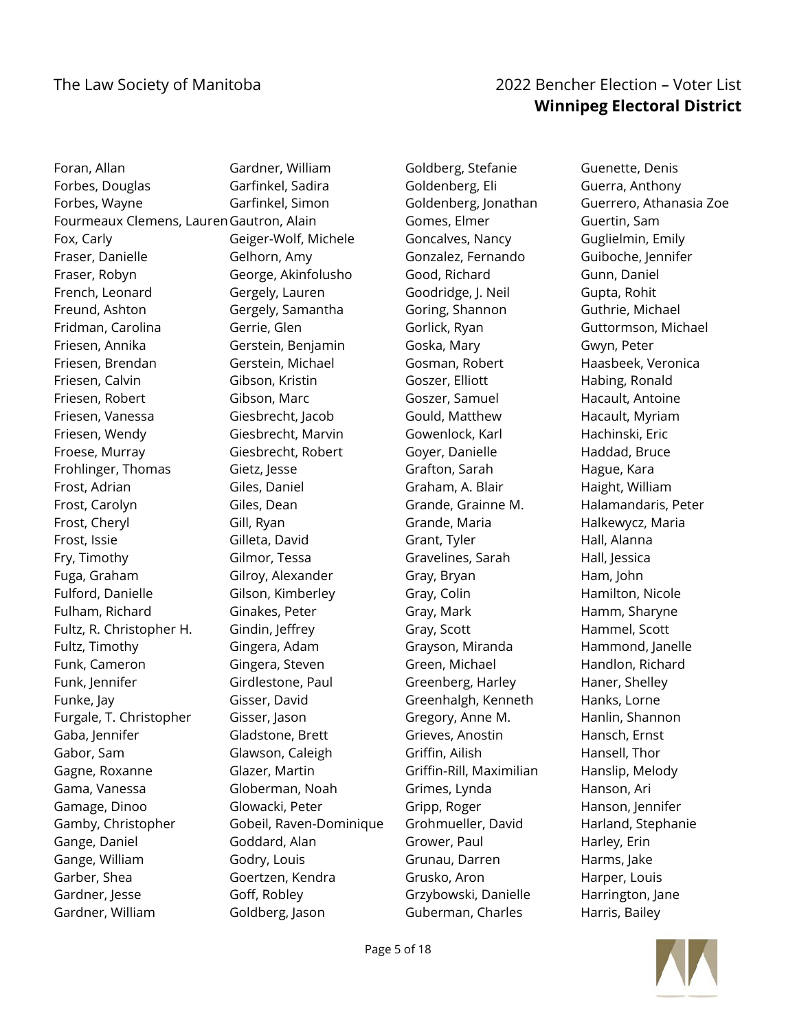Foran, Allan
Forbes, Douglas
Forbes, Wayne
Fourmeaux Clemens, Lauren
Fox, Carly
Fraser, Danielle
Fraser, Robyn
French, Leonard
Freund, Ashton
Fridman, Carolina
Friesen, Annika
Friesen, Brendan
Friesen, Calvin
Friesen, Robert
Friesen, Vanessa
Friesen, Wendy
Froese, Murray
Frohlinger, Thomas
Frost, Adrian
Frost, Carolyn
Frost, Cheryl
Frost, Issie
Fry, Timothy
Fuga, Graham
Fulford, Danielle
Fulham, Richard
Fultz, R. Christopher H.
Fultz, Timothy
Funk, Cameron
Funk, Jennifer
Funke, Jay
Furgale, T. Christopher
Gaba, Jennifer
Gabor, Sam
Gagne, Roxanne
Gama, Vanessa
Gamage, Dinoo
Gamby, Christopher
Gange, Daniel
Gange, William
Garber, Shea
Gardner, Jesse
Gardner, William
Gardner, William
Garfinkel, Sadira
Garfinkel, Simon
Gautron, Alain
Geiger-Wolf, Michele
Gelhorn, Amy
George, Akinfolusho
Gergely, Lauren
Gergely, Samantha
Gerrie, Glen
Gerstein, Benjamin
Gerstein, Michael
Gibson, Kristin
Gibson, Marc
Giesbrecht, Jacob
Giesbrecht, Marvin
Giesbrecht, Robert
Gietz, Jesse
Giles, Daniel
Giles, Dean
Gill, Ryan
Gilleta, David
Gilmor, Tessa
Gilroy, Alexander
Gilson, Kimberley
Ginakes, Peter
Gindin, Jeffrey
Gingera, Adam
Gingera, Steven
Girdlestone, Paul
Gisser, David
Gisser, Jason
Gladstone, Brett
Glawson, Caleigh
Glazer, Martin
Globerman, Noah
Glowacki, Peter
Gobeil, Raven-Dominique
Goddard, Alan
Godry, Louis
Goertzen, Kendra
Goff, Robley
Goldberg, Jason
Goldberg, Stefanie
Goldenberg, Eli
Goldenberg, Jonathan
Gomes, Elmer
Goncalves, Nancy
Gonzalez, Fernando
Good, Richard
Goodridge, J. Neil
Goring, Shannon
Gorlick, Ryan
Goska, Mary
Gosman, Robert
Goszer, Elliott
Goszer, Samuel
Gould, Matthew
Gowenlock, Karl
Goyer, Danielle
Grafton, Sarah
Graham, A. Blair
Grande, Grainne M.
Grande, Maria
Grant, Tyler
Gravelines, Sarah
Gray, Bryan
Gray, Colin
Gray, Mark
Gray, Scott
Grayson, Miranda
Green, Michael
Greenberg, Harley
Greenhalgh, Kenneth
Gregory, Anne M.
Grieves, Anostin
Griffin, Ailish
Griffin-Rill, Maximilian
Grimes, Lynda
Gripp, Roger
Grohmueller, David
Grower, Paul
Grunau, Darren
Grusko, Aron
Grzybowski, Danielle
Guberman, Charles
Guenette, Denis
Guerra, Anthony
Guerrero, Athanasia Zoe
Guertin, Sam
Guglielmin, Emily
Guiboche, Jennifer
Gunn, Daniel
Gupta, Rohit
Guthrie, Michael
Guttormson, Michael
Gwyn, Peter
Haasbeek, Veronica
Habing, Ronald
Hacault, Antoine
Hacault, Myriam
Hachinski, Eric
Haddad, Bruce
Hague, Kara
Haight, William
Halamandaris, Peter
Halkewycz, Maria
Hall, Alanna
Hall, Jessica
Ham, John
Hamilton, Nicole
Hamm, Sharyne
Hammel, Scott
Hammond, Janelle
Handlon, Richard
Haner, Shelley
Hanks, Lorne
Hanlin, Shannon
Hansch, Ernst
Hansell, Thor
Hanslip, Melody
Hanson, Ari
Hanson, Jennifer
Harland, Stephanie
Harley, Erin
Harms, Jake
Harper, Louis
Harrington, Jane
Harris, Bailey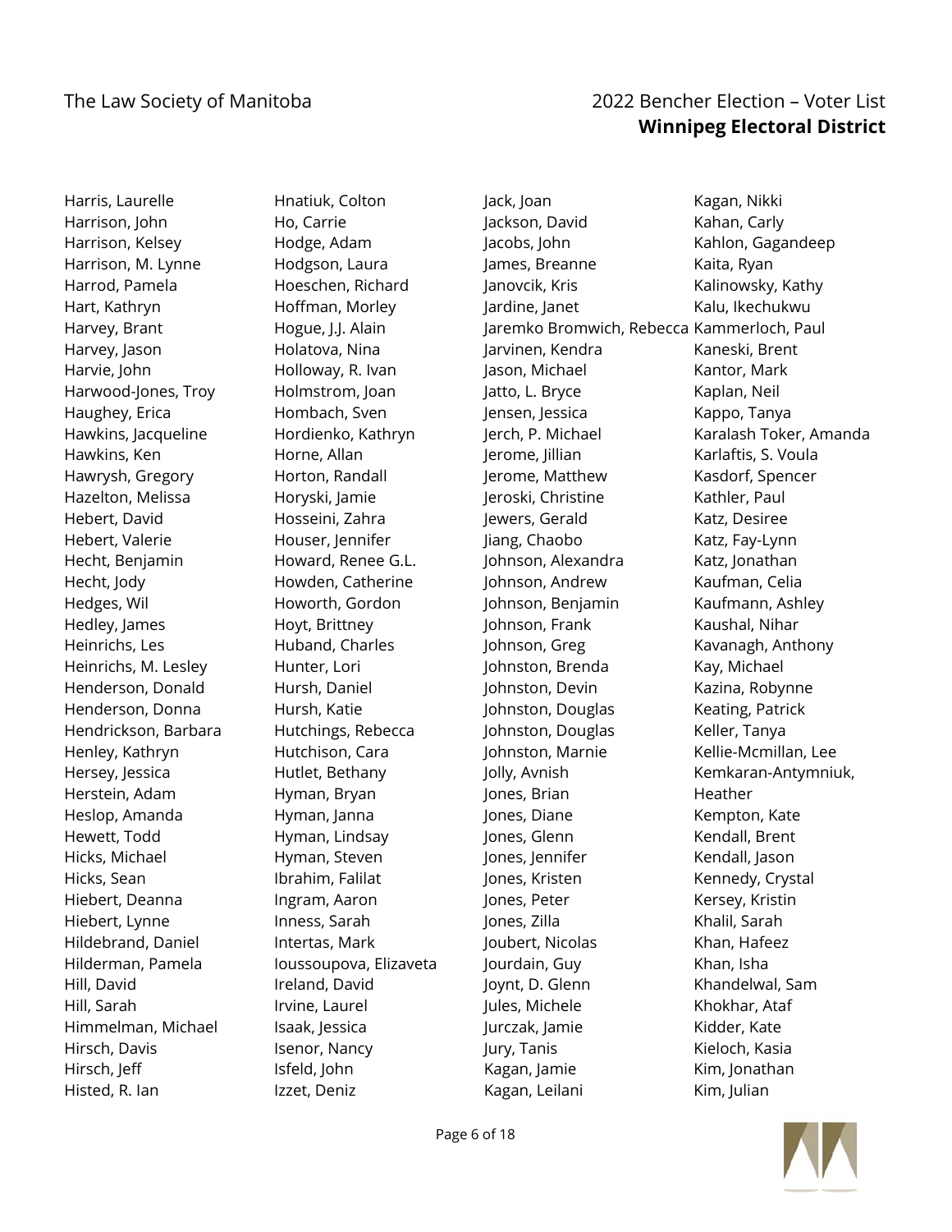The Law Society of Manitoba

# 2022 Bencher Election – Voter List
## Winnipeg Electoral District

Harris, Laurelle
Harrison, John
Harrison, Kelsey
Harrison, M. Lynne
Harrod, Pamela
Hart, Kathryn
Harvey, Brant
Harvey, Jason
Harvie, John
Harwood-Jones, Troy
Haughey, Erica
Hawkins, Jacqueline
Hawkins, Ken
Hawrysh, Gregory
Hazelton, Melissa
Hebert, David
Hebert, Valerie
Hecht, Benjamin
Hecht, Jody
Hedges, Wil
Hedley, James
Heinrichs, Les
Heinrichs, M. Lesley
Henderson, Donald
Henderson, Donna
Hendrickson, Barbara
Henley, Kathryn
Hersey, Jessica
Herstein, Adam
Heslop, Amanda
Hewett, Todd
Hicks, Michael
Hicks, Sean
Hiebert, Deanna
Hiebert, Lynne
Hildebrand, Daniel
Hilderman, Pamela
Hill, David
Hill, Sarah
Himmelman, Michael
Hirsch, Davis
Hirsch, Jeff
Histed, R. Ian
Hnatiuk, Colton
Ho, Carrie
Hodge, Adam
Hodgson, Laura
Hoeschen, Richard
Hoffman, Morley
Hogue, J.J. Alain
Holatova, Nina
Holloway, R. Ivan
Holmstrom, Joan
Hombach, Sven
Hordienko, Kathryn
Horne, Allan
Horton, Randall
Horyski, Jamie
Hosseini, Zahra
Houser, Jennifer
Howard, Renee G.L.
Howden, Catherine
Howorth, Gordon
Hoyt, Brittney
Huband, Charles
Hunter, Lori
Hursh, Daniel
Hursh, Katie
Hutchings, Rebecca
Hutchison, Cara
Hutlet, Bethany
Hyman, Bryan
Hyman, Janna
Hyman, Lindsay
Hyman, Steven
Ibrahim, Falilat
Ingram, Aaron
Inness, Sarah
Intertas, Mark
Ioussoupova, Elizaveta
Ireland, David
Irvine, Laurel
Isaak, Jessica
Isenor, Nancy
Isfeld, John
Izzet, Deniz
Jack, Joan
Jackson, David
Jacobs, John
James, Breanne
Janovcik, Kris
Jardine, Janet
Jaremko Bromwich, Rebecca
Jarvinen, Kendra
Jason, Michael
Jatto, L. Bryce
Jensen, Jessica
Jerch, P. Michael
Jerome, Jillian
Jerome, Matthew
Jeroski, Christine
Jewers, Gerald
Jiang, Chaobo
Johnson, Alexandra
Johnson, Andrew
Johnson, Benjamin
Johnson, Frank
Johnson, Greg
Johnston, Brenda
Johnston, Devin
Johnston, Douglas
Johnston, Douglas
Johnston, Marnie
Jolly, Avnish
Jones, Brian
Jones, Diane
Jones, Glenn
Jones, Jennifer
Jones, Kristen
Jones, Peter
Jones, Zilla
Joubert, Nicolas
Jourdain, Guy
Joynt, D. Glenn
Jules, Michele
Jurczak, Jamie
Jury, Tanis
Kagan, Jamie
Kagan, Leilani
Kagan, Nikki
Kahan, Carly
Kahlon, Gagandeep
Kaita, Ryan
Kalinowsky, Kathy
Kalu, Ikechukwu
Kammerloch, Paul
Kaneski, Brent
Kantor, Mark
Kaplan, Neil
Kappo, Tanya
Karalash Toker, Amanda
Karlaftis, S. Voula
Kasdorf, Spencer
Kathler, Paul
Katz, Desiree
Katz, Fay-Lynn
Katz, Jonathan
Kaufman, Celia
Kaufmann, Ashley
Kaushal, Nihar
Kavanagh, Anthony
Kay, Michael
Kazina, Robynne
Keating, Patrick
Keller, Tanya
Kellie-Mcmillan, Lee
Kemkaran-Antymniuk, Heather
Kempton, Kate
Kendall, Brent
Kendall, Jason
Kennedy, Crystal
Kersey, Kristin
Khalil, Sarah
Khan, Hafeez
Khan, Isha
Khandelwal, Sam
Khokhar, Ataf
Kidder, Kate
Kieloch, Kasia
Kim, Jonathan
Kim, Julian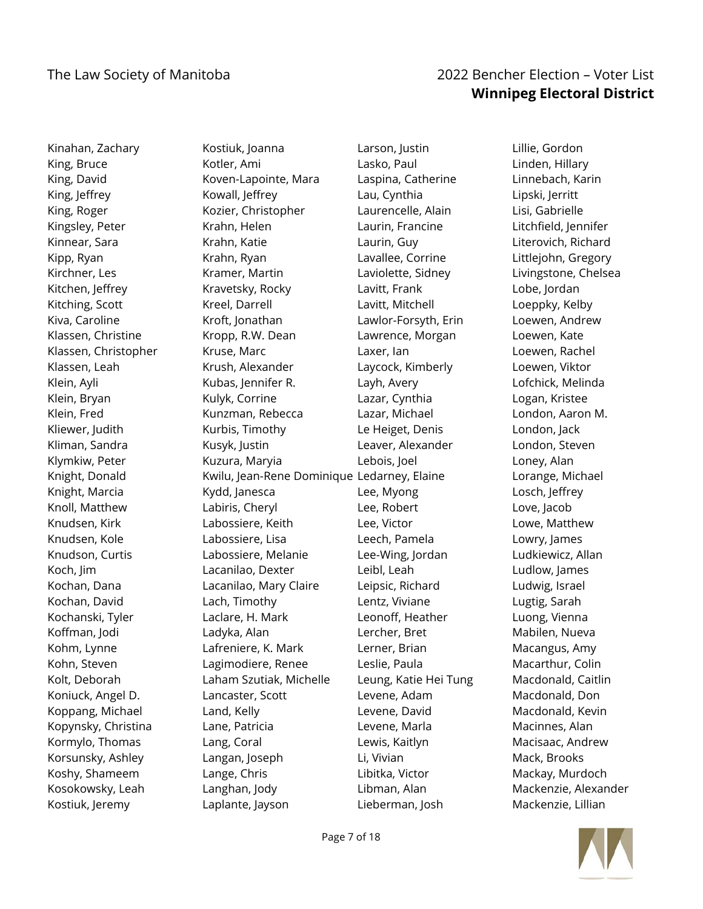Kinahan, Zachary
King, Bruce
King, David
King, Jeffrey
King, Roger
Kingsley, Peter
Kinnear, Sara
Kipp, Ryan
Kirchner, Les
Kitchen, Jeffrey
Kitching, Scott
Kiva, Caroline
Klassen, Christine
Klassen, Christopher
Klassen, Leah
Klein, Ayli
Klein, Bryan
Klein, Fred
Kliewer, Judith
Kliman, Sandra
Klymkiw, Peter
Knight, Donald
Knight, Marcia
Knoll, Matthew
Knudsen, Kirk
Knudsen, Kole
Knudson, Curtis
Koch, Jim
Kochan, Dana
Kochan, David
Kochanski, Tyler
Koffman, Jodi
Kohm, Lynne
Kohn, Steven
Kolt, Deborah
Koniuck, Angel D.
Koppang, Michael
Kopynsky, Christina
Kormylo, Thomas
Korsunsky, Ashley
Koshy, Shameem
Kosokowsky, Leah
Kostiuk, Jeremy
Kostiuk, Joanna
Kotler, Ami
Koven-Lapointe, Mara
Kowall, Jeffrey
Kozier, Christopher
Krahn, Helen
Krahn, Katie
Krahn, Ryan
Kramer, Martin
Kravetsky, Rocky
Kreel, Darrell
Kroft, Jonathan
Kropp, R.W. Dean
Kruse, Marc
Krush, Alexander
Kubas, Jennifer R.
Kulyk, Corrine
Kunzman, Rebecca
Kurbis, Timothy
Kusyk, Justin
Kuzura, Maryia
Kwilu, Jean-Rene Dominique
Kydd, Janesca
Labiris, Cheryl
Labossiere, Keith
Labossiere, Lisa
Labossiere, Melanie
Lacanilao, Dexter
Lacanilao, Mary Claire
Lach, Timothy
Laclare, H. Mark
Ladyka, Alan
Lafreniere, K. Mark
Lagimodiere, Renee
Laham Szutiak, Michelle
Lancaster, Scott
Land, Kelly
Lane, Patricia
Lang, Coral
Langan, Joseph
Lange, Chris
Langhan, Jody
Laplante, Jayson
Larson, Justin
Lasko, Paul
Laspina, Catherine
Lau, Cynthia
Laurencelle, Alain
Laurin, Francine
Laurin, Guy
Lavallee, Corrine
Laviolette, Sidney
Lavitt, Frank
Lavitt, Mitchell
Lawlor-Forsyth, Erin
Lawrence, Morgan
Laxer, Ian
Laycock, Kimberly
Layh, Avery
Lazar, Cynthia
Lazar, Michael
Le Heiget, Denis
Leaver, Alexander
Lebois, Joel
Ledarney, Elaine
Lee, Myong
Lee, Robert
Lee, Victor
Leech, Pamela
Lee-Wing, Jordan
Leibl, Leah
Leipsic, Richard
Lentz, Viviane
Leonoff, Heather
Lercher, Bret
Lerner, Brian
Leslie, Paula
Leung, Katie Hei Tung
Levene, Adam
Levene, David
Levene, Marla
Lewis, Kaitlyn
Li, Vivian
Libitka, Victor
Libman, Alan
Lieberman, Josh
Lillie, Gordon
Linden, Hillary
Linnebach, Karin
Lipski, Jerritt
Lisi, Gabrielle
Litchfield, Jennifer
Literovich, Richard
Littlejohn, Gregory
Livingstone, Chelsea
Lobe, Jordan
Loeppky, Kelby
Loewen, Andrew
Loewen, Kate
Loewen, Rachel
Loewen, Viktor
Lofchick, Melinda
Logan, Kristee
London, Aaron M.
London, Jack
London, Steven
Loney, Alan
Lorange, Michael
Losch, Jeffrey
Love, Jacob
Lowe, Matthew
Lowry, James
Ludkiewicz, Allan
Ludlow, James
Ludwig, Israel
Lugtig, Sarah
Luong, Vienna
Mabilen, Nueva
Macangus, Amy
Macarthur, Colin
Macdonald, Caitlin
Macdonald, Don
Macdonald, Kevin
Macinnes, Alan
Macisaac, Andrew
Mack, Brooks
Mackay, Murdoch
Mackenzie, Alexander
Mackenzie, Lillian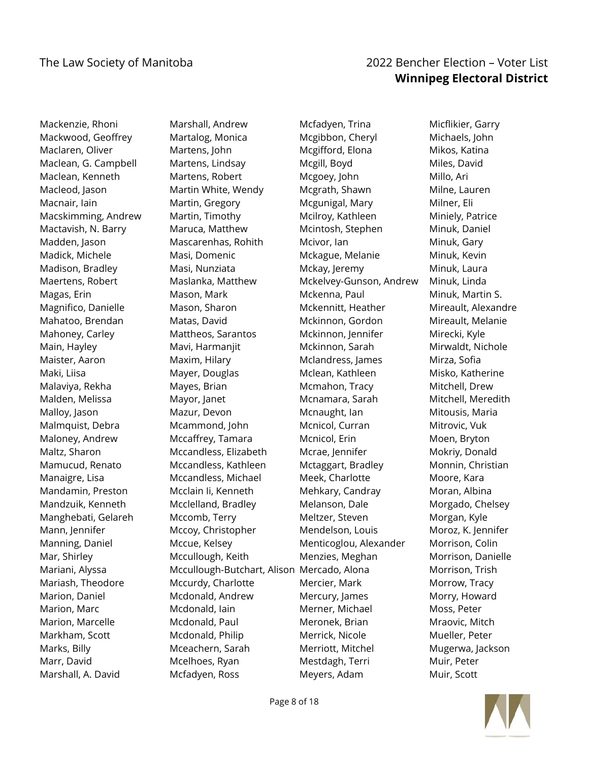Mackenzie, Rhoni
Mackwood, Geoffrey
Maclaren, Oliver
Maclean, G. Campbell
Maclean, Kenneth
Macleod, Jason
Macnair, Iain
Macskimming, Andrew
Mactavish, N. Barry
Madden, Jason
Madick, Michele
Madison, Bradley
Maertens, Robert
Magas, Erin
Magnifico, Danielle
Mahatoo, Brendan
Mahoney, Carley
Main, Hayley
Maister, Aaron
Maki, Liisa
Malaviya, Rekha
Malden, Melissa
Malloy, Jason
Malmquist, Debra
Maloney, Andrew
Maltz, Sharon
Mamucud, Renato
Manaigre, Lisa
Mandamin, Preston
Mandzuik, Kenneth
Manghebati, Gelareh
Mann, Jennifer
Manning, Daniel
Mar, Shirley
Mariani, Alyssa
Mariash, Theodore
Marion, Daniel
Marion, Marc
Marion, Marcelle
Markham, Scott
Marks, Billy
Marr, David
Marshall, A. David
Marshall, Andrew
Martalog, Monica
Martens, John
Martens, Lindsay
Martens, Robert
Martin White, Wendy
Martin, Gregory
Martin, Timothy
Maruca, Matthew
Mascarenhas, Rohith
Masi, Domenic
Masi, Nunziata
Maslanka, Matthew
Mason, Mark
Mason, Sharon
Matas, David
Mattheos, Sarantos
Mavi, Harmanjit
Maxim, Hilary
Mayer, Douglas
Mayes, Brian
Mayor, Janet
Mazur, Devon
Mcammond, John
Mccaffrey, Tamara
Mccandless, Elizabeth
Mccandless, Kathleen
Mccandless, Michael
Mcclain Ii, Kenneth
Mcclelland, Bradley
Mccomb, Terry
Mccoy, Christopher
Mccue, Kelsey
Mccullough, Keith
Mccullough-Butchart, Alison
Mccurdy, Charlotte
Mcdonald, Andrew
Mcdonald, Iain
Mcdonald, Paul
Mcdonald, Philip
Mceachern, Sarah
Mcelhoes, Ryan
Mcfadyen, Ross
Mcfadyen, Trina
Mcgibbon, Cheryl
Mcgifford, Elona
Mcgill, Boyd
Mcgoey, John
Mcgrath, Shawn
Mcgunigal, Mary
Mcilroy, Kathleen
Mcintosh, Stephen
Mcivor, Ian
Mckague, Melanie
Mckay, Jeremy
Mckelvey-Gunson, Andrew
Mckenna, Paul
Mckennitt, Heather
Mckinnon, Gordon
Mckinnon, Jennifer
Mckinnon, Sarah
Mclandress, James
Mclean, Kathleen
Mcmahon, Tracy
Mcnamara, Sarah
Mcnaught, Ian
Mcnicol, Curran
Mcnicol, Erin
Mcrae, Jennifer
Mctaggart, Bradley
Meek, Charlotte
Mehkary, Candray
Melanson, Dale
Meltzer, Steven
Mendelson, Louis
Menticoglou, Alexander
Menzies, Meghan
Mercado, Alona
Mercier, Mark
Mercury, James
Merner, Michael
Meronek, Brian
Merrick, Nicole
Merriott, Mitchel
Mestdagh, Terri
Meyers, Adam
Micflikier, Garry
Michaels, John
Mikos, Katina
Miles, David
Millo, Ari
Milne, Lauren
Milner, Eli
Miniely, Patrice
Minuk, Daniel
Minuk, Gary
Minuk, Kevin
Minuk, Laura
Minuk, Linda
Minuk, Martin S.
Mireault, Alexandre
Mireault, Melanie
Mirecki, Kyle
Mirwaldt, Nichole
Mirza, Sofia
Misko, Katherine
Mitchell, Drew
Mitchell, Meredith
Mitousis, Maria
Mitrovic, Vuk
Moen, Bryton
Mokriy, Donald
Monnin, Christian
Moore, Kara
Moran, Albina
Morgado, Chelsey
Morgan, Kyle
Moroz, K. Jennifer
Morrison, Colin
Morrison, Danielle
Morrison, Trish
Morrow, Tracy
Morry, Howard
Moss, Peter
Mraovic, Mitch
Mueller, Peter
Mugerwa, Jackson
Muir, Peter
Muir, Scott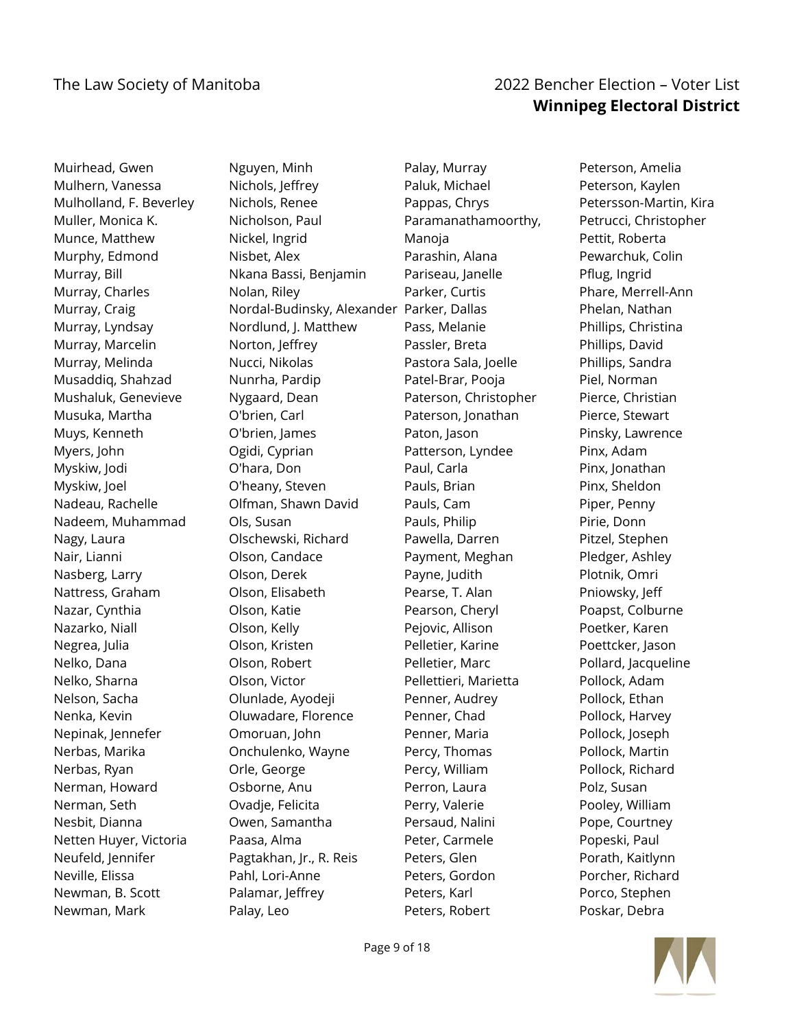Muirhead, Gwen
Mulhern, Vanessa
Mulholland, F. Beverley
Muller, Monica K.
Munce, Matthew
Murphy, Edmond
Murray, Bill
Murray, Charles
Murray, Craig
Murray, Lyndsay
Murray, Marcelin
Murray, Melinda
Musaddiq, Shahzad
Mushaluk, Genevieve
Musuka, Martha
Muys, Kenneth
Myers, John
Myskiw, Jodi
Myskiw, Joel
Nadeau, Rachelle
Nadeem, Muhammad
Nagy, Laura
Nair, Lianni
Nasberg, Larry
Nattress, Graham
Nazar, Cynthia
Nazarko, Niall
Negrea, Julia
Nelko, Dana
Nelko, Sharna
Nelson, Sacha
Nenka, Kevin
Nepinak, Jennefer
Nerbas, Marika
Nerbas, Ryan
Nerman, Howard
Nerman, Seth
Nesbit, Dianna
Netten Huyer, Victoria
Neufeld, Jennifer
Neville, Elissa
Newman, B. Scott
Newman, Mark
Nguyen, Minh
Nichols, Jeffrey
Nichols, Renee
Nicholson, Paul
Nickel, Ingrid
Nisbet, Alex
Nkana Bassi, Benjamin
Nolan, Riley
Nordal-Budinsky, Alexander
Nordlund, J. Matthew
Norton, Jeffrey
Nucci, Nikolas
Nunrha, Pardip
Nygaard, Dean
O'brien, Carl
O'brien, James
Ogidi, Cyprian
O'hara, Don
O'heany, Steven
Olfman, Shawn David
Ols, Susan
Olschewski, Richard
Olson, Candace
Olson, Derek
Olson, Elisabeth
Olson, Katie
Olson, Kelly
Olson, Kristen
Olson, Robert
Olson, Victor
Olunlade, Ayodeji
Oluwadare, Florence
Omoruan, John
Onchulenko, Wayne
Orle, George
Osborne, Anu
Ovadje, Felicita
Owen, Samantha
Paasa, Alma
Pagtakhan, Jr., R. Reis
Pahl, Lori-Anne
Palamar, Jeffrey
Palay, Leo
Palay, Murray
Paluk, Michael
Pappas, Chrys
Paramanathamoorthy, Manoja
Parashin, Alana
Pariseau, Janelle
Parker, Curtis
Parker, Dallas
Pass, Melanie
Passler, Breta
Pastora Sala, Joelle
Patel-Brar, Pooja
Paterson, Christopher
Paterson, Jonathan
Paton, Jason
Patterson, Lyndee
Paul, Carla
Pauls, Brian
Pauls, Cam
Pauls, Philip
Pawella, Darren
Payment, Meghan
Payne, Judith
Pearse, T. Alan
Pearson, Cheryl
Pejovic, Allison
Pelletier, Karine
Pelletier, Marc
Pellettieri, Marietta
Penner, Audrey
Penner, Chad
Penner, Maria
Percy, Thomas
Percy, William
Perron, Laura
Perry, Valerie
Persaud, Nalini
Peter, Carmele
Peters, Glen
Peters, Gordon
Peters, Karl
Peters, Robert
Peterson, Amelia
Peterson, Kaylen
Petersson-Martin, Kira
Petrucci, Christopher
Pettit, Roberta
Pewarchuk, Colin
Pflug, Ingrid
Phare, Merrell-Ann
Phelan, Nathan
Phillips, Christina
Phillips, David
Phillips, Sandra
Piel, Norman
Pierce, Christian
Pierce, Stewart
Pinsky, Lawrence
Pinx, Adam
Pinx, Jonathan
Pinx, Sheldon
Piper, Penny
Pirie, Donn
Pitzel, Stephen
Pledger, Ashley
Plotnik, Omri
Pniowsky, Jeff
Poapst, Colburne
Poetker, Karen
Poettcker, Jason
Pollard, Jacqueline
Pollock, Adam
Pollock, Ethan
Pollock, Harvey
Pollock, Joseph
Pollock, Martin
Pollock, Richard
Polz, Susan
Pooley, William
Pope, Courtney
Popeski, Paul
Porath, Kaitlynn
Porcher, Richard
Porco, Stephen
Poskar, Debra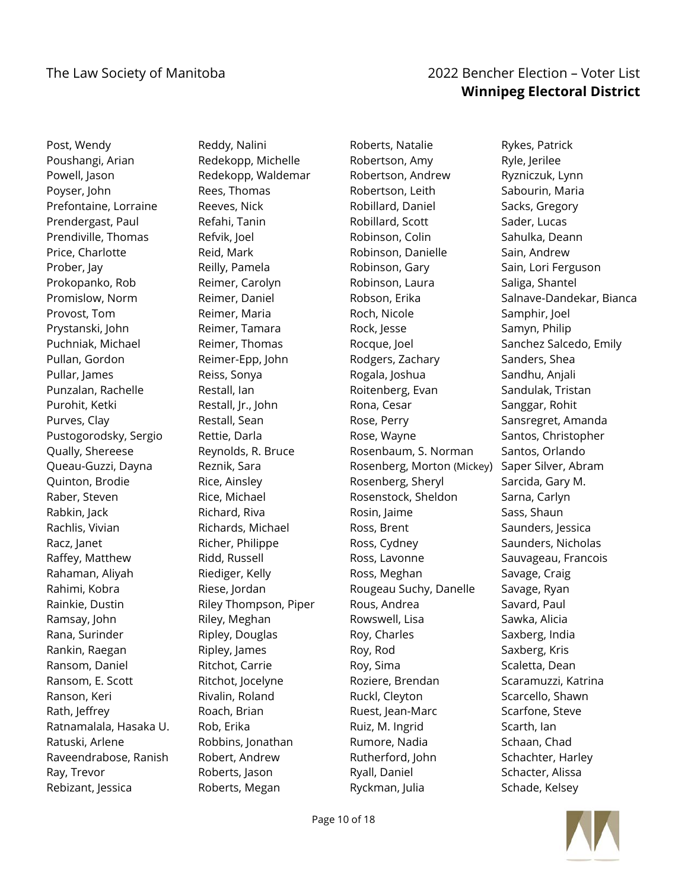Post, Wendy
Poushangi, Arian
Powell, Jason
Poyser, John
Prefontaine, Lorraine
Prendergast, Paul
Prendiville, Thomas
Price, Charlotte
Prober, Jay
Prokopanko, Rob
Promislow, Norm
Provost, Tom
Prystanski, John
Puchniak, Michael
Pullan, Gordon
Pullar, James
Punzalan, Rachelle
Purohit, Ketki
Purves, Clay
Pustogorodsky, Sergio
Qually, Shereese
Queau-Guzzi, Dayna
Quinton, Brodie
Raber, Steven
Rabkin, Jack
Rachlis, Vivian
Racz, Janet
Raffey, Matthew
Rahaman, Aliyah
Rahimi, Kobra
Rainkie, Dustin
Ramsay, John
Rana, Surinder
Rankin, Raegan
Ransom, Daniel
Ransom, E. Scott
Ranson, Keri
Rath, Jeffrey
Ratnamalala, Hasaka U.
Ratuski, Arlene
Raveendrabose, Ranish
Ray, Trevor
Rebizant, Jessica
Reddy, Nalini
Redekopp, Michelle
Redekopp, Waldemar
Rees, Thomas
Reeves, Nick
Refahi, Tanin
Refvik, Joel
Reid, Mark
Reilly, Pamela
Reimer, Carolyn
Reimer, Daniel
Reimer, Maria
Reimer, Tamara
Reimer, Thomas
Reimer-Epp, John
Reiss, Sonya
Restall, Ian
Restall, Jr., John
Restall, Sean
Rettie, Darla
Reynolds, R. Bruce
Reznik, Sara
Rice, Ainsley
Rice, Michael
Richard, Riva
Richards, Michael
Richer, Philippe
Ridd, Russell
Riediger, Kelly
Riese, Jordan
Riley Thompson, Piper
Riley, Meghan
Ripley, Douglas
Ripley, James
Ritchot, Carrie
Ritchot, Jocelyne
Rivalin, Roland
Roach, Brian
Rob, Erika
Robbins, Jonathan
Robert, Andrew
Roberts, Jason
Roberts, Megan
Roberts, Natalie
Robertson, Amy
Robertson, Andrew
Robertson, Leith
Robillard, Daniel
Robillard, Scott
Robinson, Colin
Robinson, Danielle
Robinson, Gary
Robinson, Laura
Robson, Erika
Roch, Nicole
Rock, Jesse
Rocque, Joel
Rodgers, Zachary
Rogala, Joshua
Roitenberg, Evan
Rona, Cesar
Rose, Perry
Rose, Wayne
Rosenbaum, S. Norman
Rosenberg, Morton (Mickey)
Rosenberg, Sheryl
Rosenstock, Sheldon
Rosin, Jaime
Ross, Brent
Ross, Cydney
Ross, Lavonne
Ross, Meghan
Rougeau Suchy, Danelle
Rous, Andrea
Rowswell, Lisa
Roy, Charles
Roy, Rod
Roy, Sima
Roziere, Brendan
Ruckl, Cleyton
Ruest, Jean-Marc
Ruiz, M. Ingrid
Rumore, Nadia
Rutherford, John
Ryall, Daniel
Ryckman, Julia
Rykes, Patrick
Ryle, Jerilee
Ryzniczuk, Lynn
Sabourin, Maria
Sacks, Gregory
Sader, Lucas
Sahulka, Deann
Sain, Andrew
Sain, Lori Ferguson
Saliga, Shantel
Salnave-Dandekar, Bianca
Samphir, Joel
Samyn, Philip
Sanchez Salcedo, Emily
Sanders, Shea
Sandhu, Anjali
Sandulak, Tristan
Sanggar, Rohit
Sansregret, Amanda
Santos, Christopher
Santos, Orlando
Saper Silver, Abram
Sarcida, Gary M.
Sarna, Carlyn
Sass, Shaun
Saunders, Jessica
Saunders, Nicholas
Sauvageau, Francois
Savage, Craig
Savage, Ryan
Savard, Paul
Sawka, Alicia
Saxberg, India
Saxberg, Kris
Scaletta, Dean
Scaramuzzi, Katrina
Scarcello, Shawn
Scarfone, Steve
Scarth, Ian
Schaan, Chad
Schachter, Harley
Schacter, Alissa
Schade, Kelsey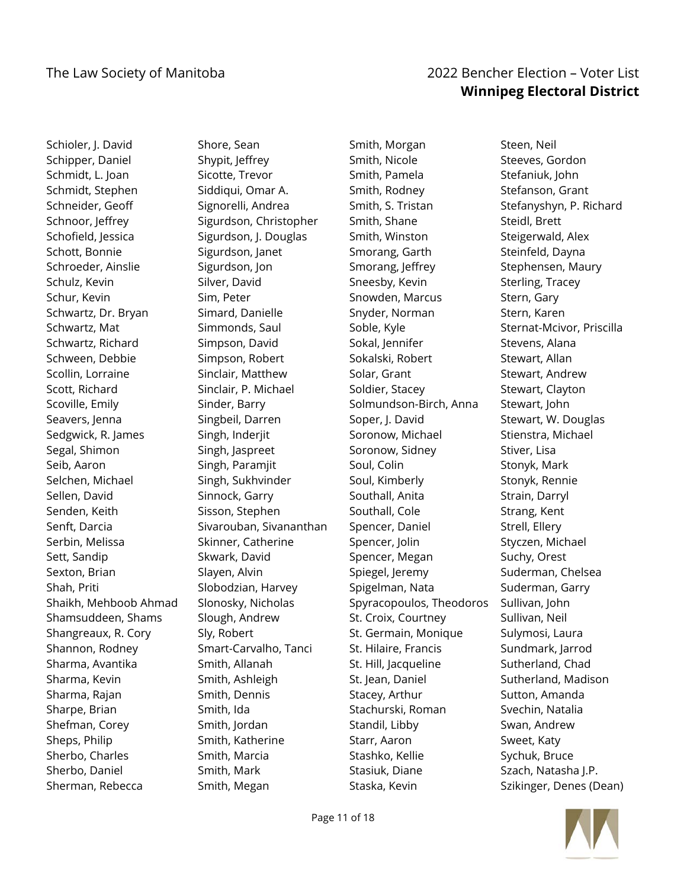Schioler, J. David
Schipper, Daniel
Schmidt, L. Joan
Schmidt, Stephen
Schneider, Geoff
Schnoor, Jeffrey
Schofield, Jessica
Schott, Bonnie
Schroeder, Ainslie
Schulz, Kevin
Schur, Kevin
Schwartz, Dr. Bryan
Schwartz, Mat
Schwartz, Richard
Schween, Debbie
Scollin, Lorraine
Scott, Richard
Scoville, Emily
Seavers, Jenna
Sedgwick, R. James
Segal, Shimon
Seib, Aaron
Selchen, Michael
Sellen, David
Senden, Keith
Senft, Darcia
Serbin, Melissa
Sett, Sandip
Sexton, Brian
Shah, Priti
Shaikh, Mehboob Ahmad
Shamsuddeen, Shams
Shangreaux, R. Cory
Shannon, Rodney
Sharma, Avantika
Sharma, Kevin
Sharma, Rajan
Sharpe, Brian
Shefman, Corey
Sheps, Philip
Sherbo, Charles
Sherbo, Daniel
Sherman, Rebecca
Shore, Sean
Shypit, Jeffrey
Sicotte, Trevor
Siddiqui, Omar A.
Signorelli, Andrea
Sigurdson, Christopher
Sigurdson, J. Douglas
Sigurdson, Janet
Sigurdson, Jon
Silver, David
Sim, Peter
Simard, Danielle
Simmonds, Saul
Simpson, David
Simpson, Robert
Sinclair, Matthew
Sinclair, P. Michael
Sinder, Barry
Singbeil, Darren
Singh, Inderjit
Singh, Jaspreet
Singh, Paramjit
Singh, Sukhvinder
Sinnock, Garry
Sisson, Stephen
Sivarouban, Sivananthan
Skinner, Catherine
Skwark, David
Slayen, Alvin
Slobodzian, Harvey
Slonosky, Nicholas
Slough, Andrew
Sly, Robert
Smart-Carvalho, Tanci
Smith, Allanah
Smith, Ashleigh
Smith, Dennis
Smith, Ida
Smith, Jordan
Smith, Katherine
Smith, Marcia
Smith, Mark
Smith, Megan
Smith, Morgan
Smith, Nicole
Smith, Pamela
Smith, Rodney
Smith, S. Tristan
Smith, Shane
Smith, Winston
Smorang, Garth
Smorang, Jeffrey
Sneesby, Kevin
Snowden, Marcus
Snyder, Norman
Soble, Kyle
Sokal, Jennifer
Sokalski, Robert
Solar, Grant
Soldier, Stacey
Solmundson-Birch, Anna
Soper, J. David
Soronow, Michael
Soronow, Sidney
Soul, Colin
Soul, Kimberly
Southall, Anita
Southall, Cole
Spencer, Daniel
Spencer, Jolin
Spencer, Megan
Spiegel, Jeremy
Spigelman, Nata
Spyracopoulos, Theodoros
St. Croix, Courtney
St. Germain, Monique
St. Hilaire, Francis
St. Hill, Jacqueline
St. Jean, Daniel
Stacey, Arthur
Stachurski, Roman
Standil, Libby
Starr, Aaron
Stashko, Kellie
Stasiuk, Diane
Staska, Kevin
Steen, Neil
Steeves, Gordon
Stefaniuk, John
Stefanson, Grant
Stefanyshyn, P. Richard
Steidl, Brett
Steigerwald, Alex
Steinfeld, Dayna
Stephensen, Maury
Sterling, Tracey
Stern, Gary
Stern, Karen
Sternat-Mcivor, Priscilla
Stevens, Alana
Stewart, Allan
Stewart, Andrew
Stewart, Clayton
Stewart, John
Stewart, W. Douglas
Stienstra, Michael
Stiver, Lisa
Stonyk, Mark
Stonyk, Rennie
Strain, Darryl
Strang, Kent
Strell, Ellery
Styczen, Michael
Suchy, Orest
Suderman, Chelsea
Suderman, Garry
Sullivan, John
Sullivan, Neil
Sulymosi, Laura
Sundmark, Jarrod
Sutherland, Chad
Sutherland, Madison
Sutton, Amanda
Svechin, Natalia
Swan, Andrew
Sweet, Katy
Sychuk, Bruce
Szach, Natasha J.P.
Szikinger, Denes (Dean)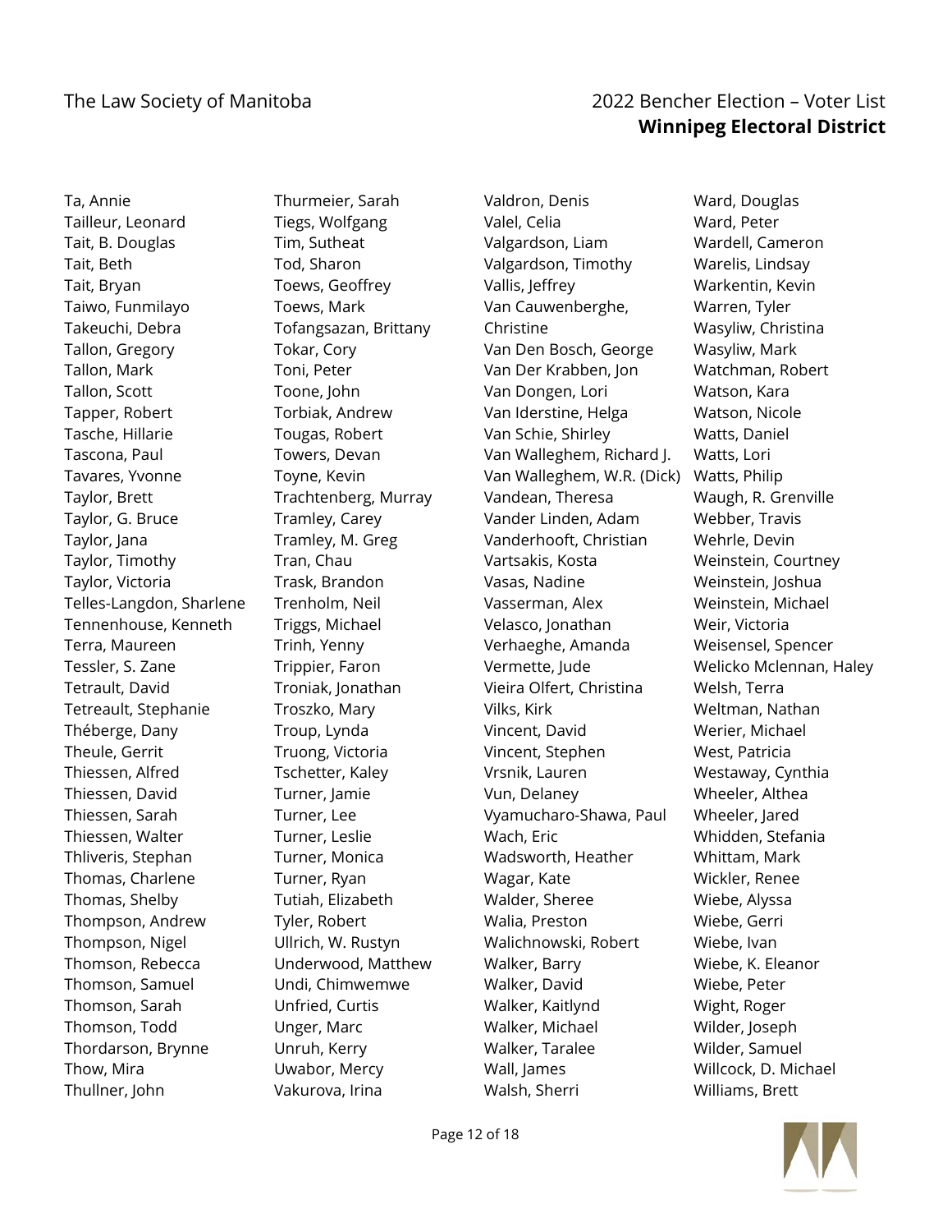Ta, Annie
Tailleur, Leonard
Tait, B. Douglas
Tait, Beth
Tait, Bryan
Taiwo, Funmilayo
Takeuchi, Debra
Tallon, Gregory
Tallon, Mark
Tallon, Scott
Tapper, Robert
Tasche, Hillarie
Tascona, Paul
Tavares, Yvonne
Taylor, Brett
Taylor, G. Bruce
Taylor, Jana
Taylor, Timothy
Taylor, Victoria
Telles-Langdon, Sharlene
Tennenhouse, Kenneth
Terra, Maureen
Tessler, S. Zane
Tetrault, David
Tetreault, Stephanie
Théberge, Dany
Theule, Gerrit
Thiessen, Alfred
Thiessen, David
Thiessen, Sarah
Thiessen, Walter
Thliveris, Stephan
Thomas, Charlene
Thomas, Shelby
Thompson, Andrew
Thompson, Nigel
Thomson, Rebecca
Thomson, Samuel
Thomson, Sarah
Thomson, Todd
Thordarson, Brynne
Thow, Mira
Thullner, John
Thurmeier, Sarah
Tiegs, Wolfgang
Tim, Sutheat
Tod, Sharon
Toews, Geoffrey
Toews, Mark
Tofangsazan, Brittany
Tokar, Cory
Toni, Peter
Toone, John
Torbiak, Andrew
Tougas, Robert
Towers, Devan
Toyne, Kevin
Trachtenberg, Murray
Tramley, Carey
Tramley, M. Greg
Tran, Chau
Trask, Brandon
Trenholm, Neil
Triggs, Michael
Trinh, Yenny
Trippier, Faron
Troniak, Jonathan
Troszko, Mary
Troup, Lynda
Truong, Victoria
Tschetter, Kaley
Turner, Jamie
Turner, Lee
Turner, Leslie
Turner, Monica
Turner, Ryan
Tutiah, Elizabeth
Tyler, Robert
Ullrich, W. Rustyn
Underwood, Matthew
Undi, Chimwemwe
Unfried, Curtis
Unger, Marc
Unruh, Kerry
Uwabor, Mercy
Vakurova, Irina
Valdron, Denis
Valel, Celia
Valgardson, Liam
Valgardson, Timothy
Vallis, Jeffrey
Van Cauwenberghe, Christine
Van Den Bosch, George
Van Der Krabben, Jon
Van Dongen, Lori
Van Iderstine, Helga
Van Schie, Shirley
Van Walleghem, Richard J.
Van Walleghem, W.R. (Dick)
Vandean, Theresa
Vander Linden, Adam
Vanderhooft, Christian
Vartsakis, Kosta
Vasas, Nadine
Vasserman, Alex
Velasco, Jonathan
Verhaeghe, Amanda
Vermette, Jude
Vieira Olfert, Christina
Vilks, Kirk
Vincent, David
Vincent, Stephen
Vrsnik, Lauren
Vun, Delaney
Vyamucharo-Shawa, Paul
Wach, Eric
Wadsworth, Heather
Wagar, Kate
Walder, Sheree
Walia, Preston
Walichnowski, Robert
Walker, Barry
Walker, David
Walker, Kaitlynd
Walker, Michael
Walker, Taralee
Wall, James
Walsh, Sherri
Ward, Douglas
Ward, Peter
Wardell, Cameron
Warelis, Lindsay
Warkentin, Kevin
Warren, Tyler
Wasyliw, Christina
Wasyliw, Mark
Watchman, Robert
Watson, Kara
Watson, Nicole
Watts, Daniel
Watts, Lori
Watts, Philip
Waugh, R. Grenville
Webber, Travis
Wehrle, Devin
Weinstein, Courtney
Weinstein, Joshua
Weinstein, Michael
Weir, Victoria
Weisensel, Spencer
Welicko Mclennan, Haley
Welsh, Terra
Weltman, Nathan
Werier, Michael
West, Patricia
Westaway, Cynthia
Wheeler, Althea
Wheeler, Jared
Whidden, Stefania
Whittam, Mark
Wickler, Renee
Wiebe, Alyssa
Wiebe, Gerri
Wiebe, Ivan
Wiebe, K. Eleanor
Wiebe, Peter
Wight, Roger
Wilder, Joseph
Wilder, Samuel
Willcock, D. Michael
Williams, Brett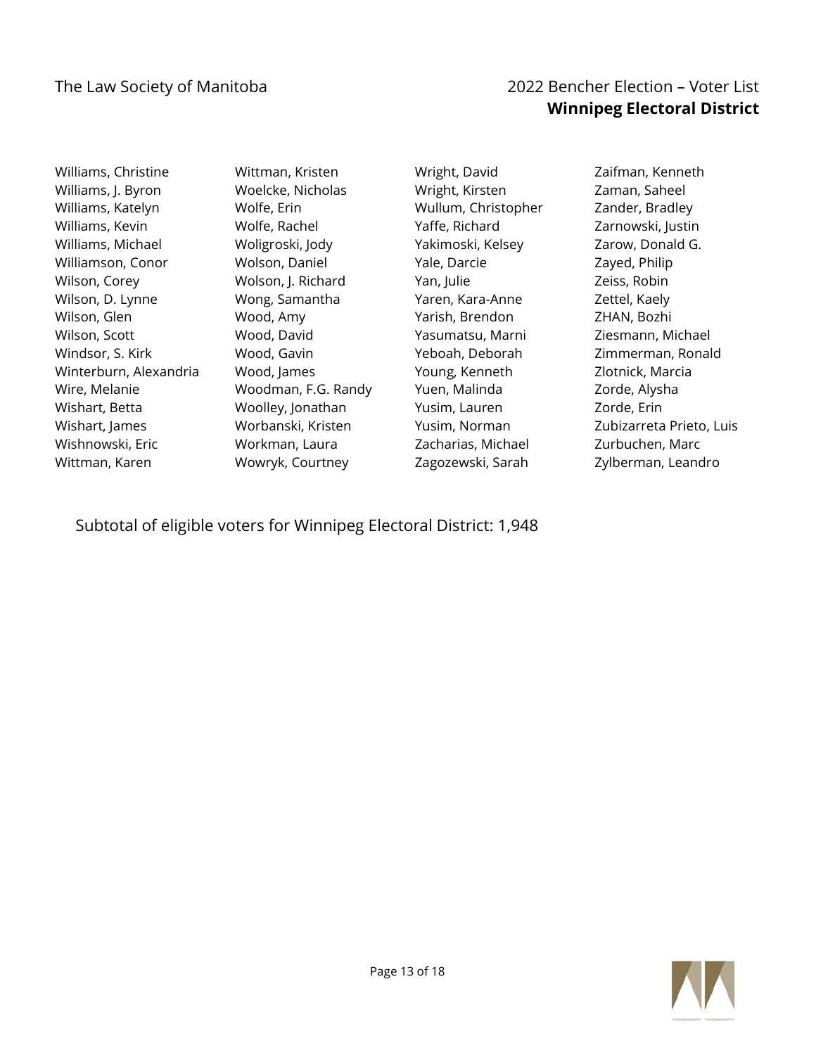Williams, Christine
Williams, J. Byron
Williams, Katelyn
Williams, Kevin
Williams, Michael
Williamson, Conor
Wilson, Corey
Wilson, D. Lynne
Wilson, Glen
Wilson, Scott
Windsor, S. Kirk
Winterburn, Alexandria
Wire, Melanie
Wishart, Betta
Wishart, James
Wishnowski, Eric
Wittman, Karen
Wittman, Kristen
Woelcke, Nicholas
Wolfe, Erin
Wolfe, Rachel
Woligroski, Jody
Wolson, Daniel
Wolson, J. Richard
Wong, Samantha
Wood, Amy
Wood, David
Wood, Gavin
Wood, James
Woodman, F.G. Randy
Woolley, Jonathan
Worbanski, Kristen
Workman, Laura
Wowryk, Courtney
Wright, David
Wright, Kirsten
Wullum, Christopher
Yaffe, Richard
Yakimoski, Kelsey
Yale, Darcie
Yan, Julie
Yaren, Kara-Anne
Yarish, Brendon
Yasumatsu, Marni
Yeboah, Deborah
Young, Kenneth
Yuen, Malinda
Yusim, Lauren
Yusim, Norman
Zacharias, Michael
Zagozewski, Sarah
Zaifman, Kenneth
Zaman, Saheel
Zander, Bradley
Zarnowski, Justin
Zarow, Donald G.
Zayed, Philip
Zeiss, Robin
Zettel, Kaely
ZHAN, Bozhi
Ziesmann, Michael
Zimmerman, Ronald
Zlotnick, Marcia
Zorde, Alysha
Zorde, Erin
Zubizarreta Prieto, Luis
Zurbuchen, Marc
Zylberman, Leandro

Subtotal of eligible voters for Winnipeg Electoral District: 1,948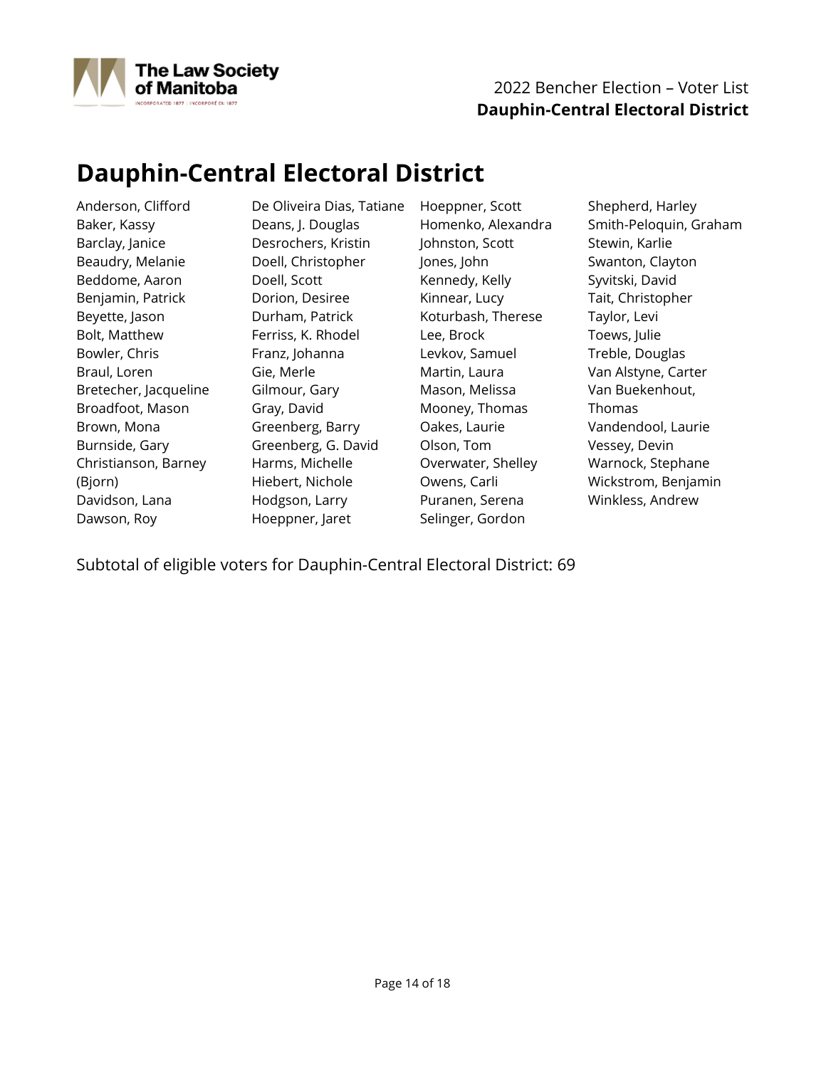# Dauphin-Central Electoral District

Anderson, Clifford
Baker, Kassy
Barclay, Janice
Beaudry, Melanie
Beddome, Aaron
Benjamin, Patrick
Beyette, Jason
Bolt, Matthew
Bowler, Chris
Braul, Loren
Bretecher, Jacqueline
Broadfoot, Mason
Brown, Mona
Burnside, Gary
Christianson, Barney (Bjorn)
Davidson, Lana
Dawson, Roy
De Oliveira Dias, Tatiane
Deans, J. Douglas
Desrochers, Kristin
Doell, Christopher
Doell, Scott
Dorion, Desiree
Durham, Patrick
Ferriss, K. Rhodel
Franz, Johanna
Gie, Merle
Gilmour, Gary
Gray, David
Greenberg, Barry
Greenberg, G. David
Harms, Michelle
Hiebert, Nichole
Hodgson, Larry
Hoeppner, Jaret
Hoeppner, Scott
Homenko, Alexandra
Johnston, Scott
Jones, John
Kennedy, Kelly
Kinnear, Lucy
Koturbash, Therese
Lee, Brock
Levkov, Samuel
Martin, Laura
Mason, Melissa
Mooney, Thomas
Oakes, Laurie
Olson, Tom
Overwater, Shelley
Owens, Carli
Puranen, Serena
Selinger, Gordon
Shepherd, Harley
Smith-Peloquin, Graham
Stewin, Karlie
Swanton, Clayton
Syvitski, David
Tait, Christopher
Taylor, Levi
Toews, Julie
Treble, Douglas
Van Alstyne, Carter
Van Buekenhout, Thomas
Vandendool, Laurie
Vessey, Devin
Warnock, Stephane
Wickstrom, Benjamin
Winkless, Andrew

Subtotal of eligible voters for Dauphin-Central Electoral District: 69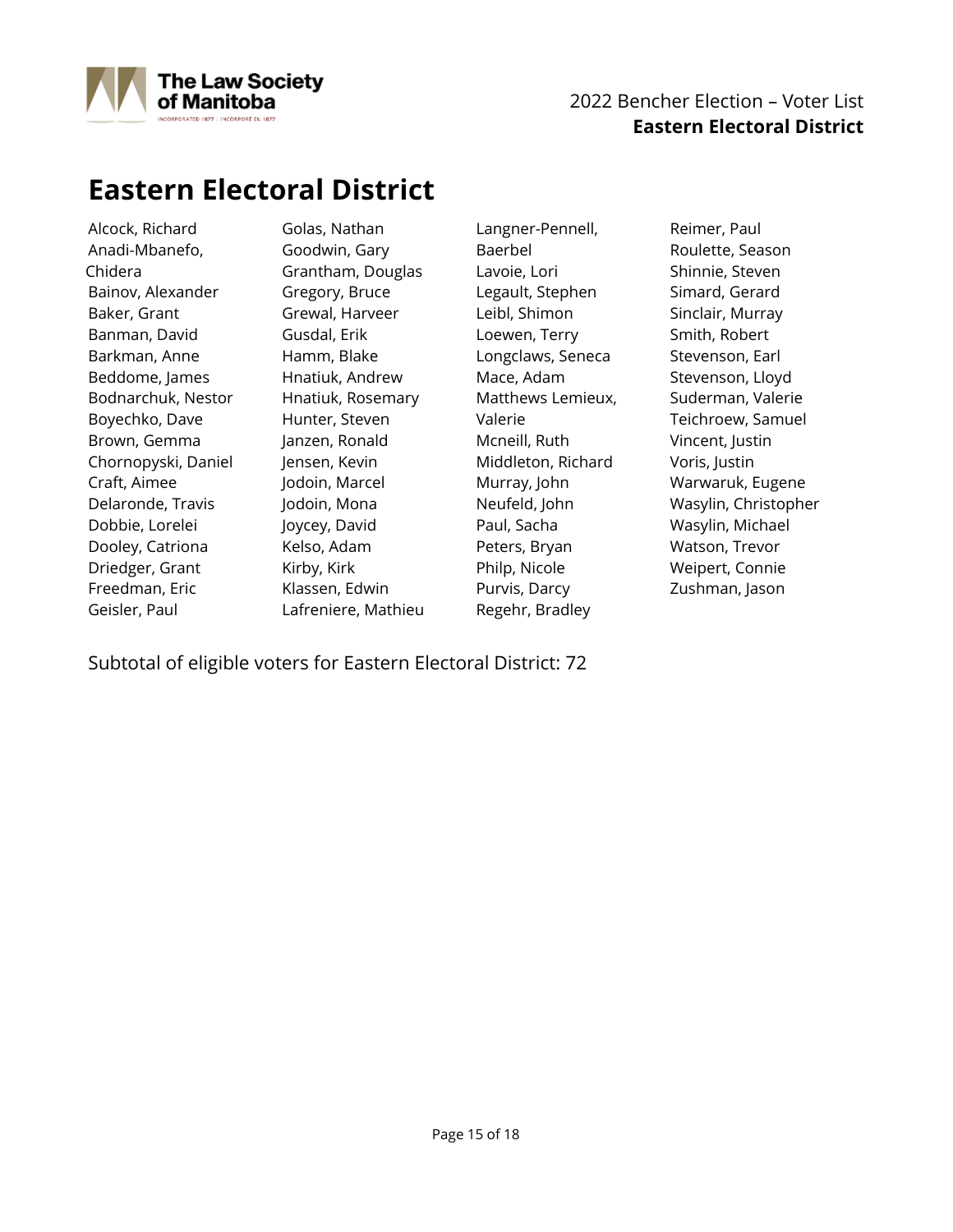# Eastern Electoral District

Alcock, Richard
Anadi-Mbanefo, Chidera
Bainov, Alexander
Baker, Grant
Banman, David
Barkman, Anne
Beddome, James
Bodnarchuk, Nestor
Boyechko, Dave
Brown, Gemma
Chornopyski, Daniel
Craft, Aimee
Delaronde, Travis
Dobbie, Lorelei
Dooley, Catriona
Driedger, Grant
Freedman, Eric
Geisler, Paul
Golas, Nathan
Goodwin, Gary
Grantham, Douglas
Gregory, Bruce
Grewal, Harveer
Gusdal, Erik
Hamm, Blake
Hnatiuk, Andrew
Hnatiuk, Rosemary
Hunter, Steven
Janzen, Ronald
Jensen, Kevin
Jodoin, Marcel
Jodoin, Mona
Joycey, David
Kelso, Adam
Kirby, Kirk
Klassen, Edwin
Lafreniere, Mathieu
Langner-Pennell, Baerbel
Lavoie, Lori
Legault, Stephen
Leibl, Shimon
Loewen, Terry
Longclaws, Seneca
Mace, Adam
Matthews Lemieux, Valerie
Mcneill, Ruth
Middleton, Richard
Murray, John
Neufeld, John
Paul, Sacha
Peters, Bryan
Philp, Nicole
Purvis, Darcy
Regehr, Bradley
Reimer, Paul
Roulette, Season
Shinnie, Steven
Simard, Gerard
Sinclair, Murray
Smith, Robert
Stevenson, Earl
Stevenson, Lloyd
Suderman, Valerie
Teichroew, Samuel
Vincent, Justin
Voris, Justin
Warwaruk, Eugene
Wasylin, Christopher
Wasylin, Michael
Watson, Trevor
Weipert, Connie
Zushman, Jason

Subtotal of eligible voters for Eastern Electoral District: 72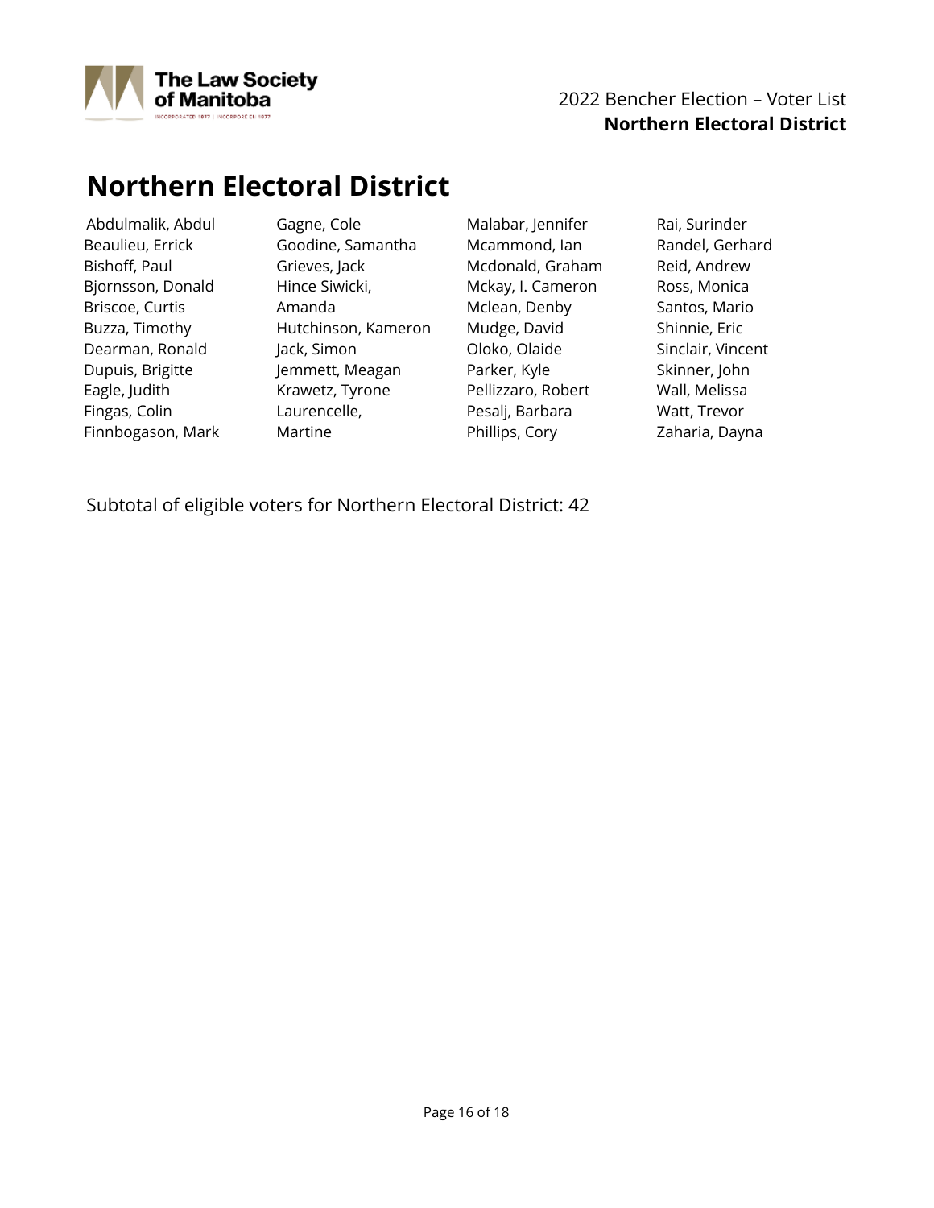# Northern Electoral District

Abdulmalik, Abdul
Beaulieu, Errick
Bishoff, Paul
Bjornsson, Donald
Briscoe, Curtis
Buzza, Timothy
Dearman, Ronald
Dupuis, Brigitte
Eagle, Judith
Fingas, Colin
Finnbogason, Mark
Gagne, Cole
Goodine, Samantha
Grieves, Jack
Hince Siwicki, Amanda
Hutchinson, Kameron
Jack, Simon
Jemmett, Meagan
Krawetz, Tyrone
Laurencelle, Martine
Malabar, Jennifer
Mcammond, Ian
Mcdonald, Graham
Mckay, I. Cameron
Mclean, Denby
Mudge, David
Oloko, Olaide
Parker, Kyle
Pellizzaro, Robert
Pesalj, Barbara
Phillips, Cory
Rai, Surinder
Randel, Gerhard
Reid, Andrew
Ross, Monica
Santos, Mario
Shinnie, Eric
Sinclair, Vincent
Skinner, John
Wall, Melissa
Watt, Trevor
Zaharia, Dayna

Subtotal of eligible voters for Northern Electoral District: 42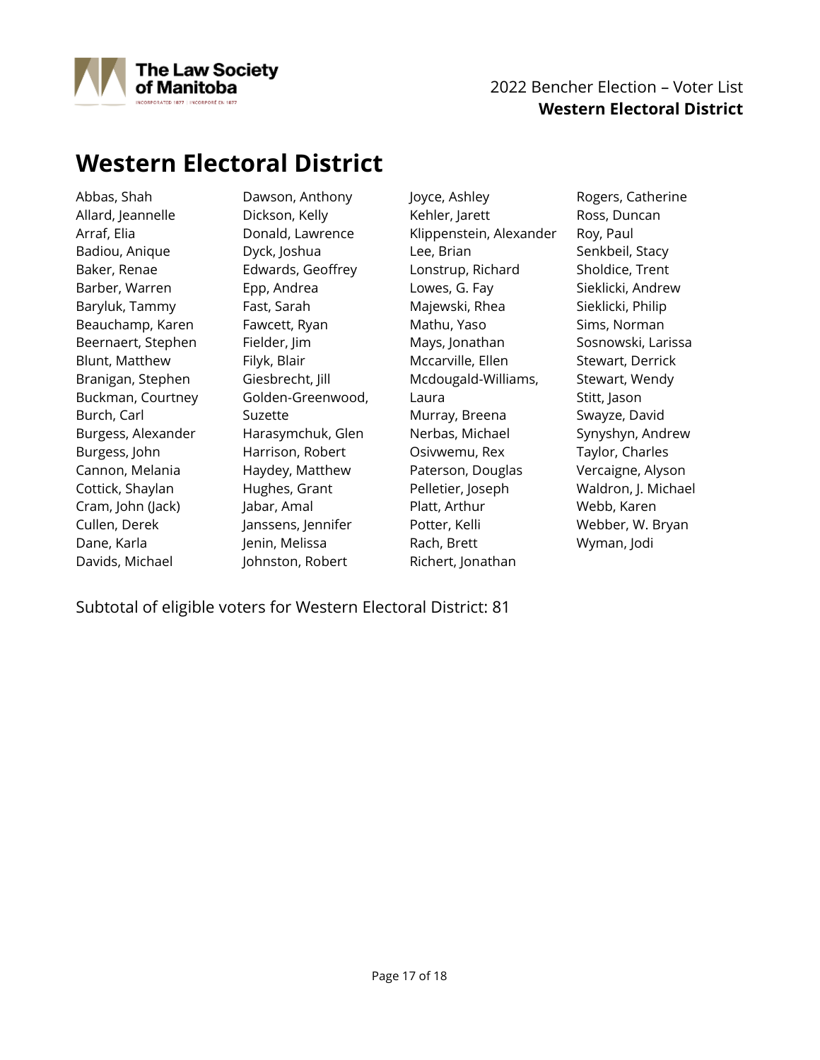# Western Electoral District

Abbas, Shah
Allard, Jeannelle
Arraf, Elia
Badiou, Anique
Baker, Renae
Barber, Warren
Baryluk, Tammy
Beauchamp, Karen
Beernaert, Stephen
Blunt, Matthew
Branigan, Stephen
Buckman, Courtney
Burch, Carl
Burgess, Alexander
Burgess, John
Cannon, Melania
Cottick, Shaylan
Cram, John (Jack)
Cullen, Derek
Dane, Karla
Davids, Michael
Dawson, Anthony
Dickson, Kelly
Donald, Lawrence
Dyck, Joshua
Edwards, Geoffrey
Epp, Andrea
Fast, Sarah
Fawcett, Ryan
Fielder, Jim
Filyk, Blair
Giesbrecht, Jill
Golden-Greenwood, Suzette
Harasymchuk, Glen
Harrison, Robert
Haydey, Matthew
Hughes, Grant
Jabar, Amal
Janssens, Jennifer
Jenin, Melissa
Johnston, Robert
Joyce, Ashley
Kehler, Jarett
Klippenstein, Alexander
Lee, Brian
Lonstrup, Richard
Lowes, G. Fay
Majewski, Rhea
Mathu, Yaso
Mays, Jonathan
Mccarville, Ellen
Mcdougald-Williams, Laura
Murray, Breena
Nerbas, Michael
Osivwemu, Rex
Paterson, Douglas
Pelletier, Joseph
Platt, Arthur
Potter, Kelli
Rach, Brett
Richert, Jonathan
Rogers, Catherine
Ross, Duncan
Roy, Paul
Senkbeil, Stacy
Sholdice, Trent
Sieklicki, Andrew
Sieklicki, Philip
Sims, Norman
Sosnowski, Larissa
Stewart, Derrick
Stewart, Wendy
Stitt, Jason
Swayze, David
Synyshyn, Andrew
Taylor, Charles
Vercaigne, Alyson
Waldron, J. Michael
Webb, Karen
Webber, W. Bryan
Wyman, Jodi

Subtotal of eligible voters for Western Electoral District: 81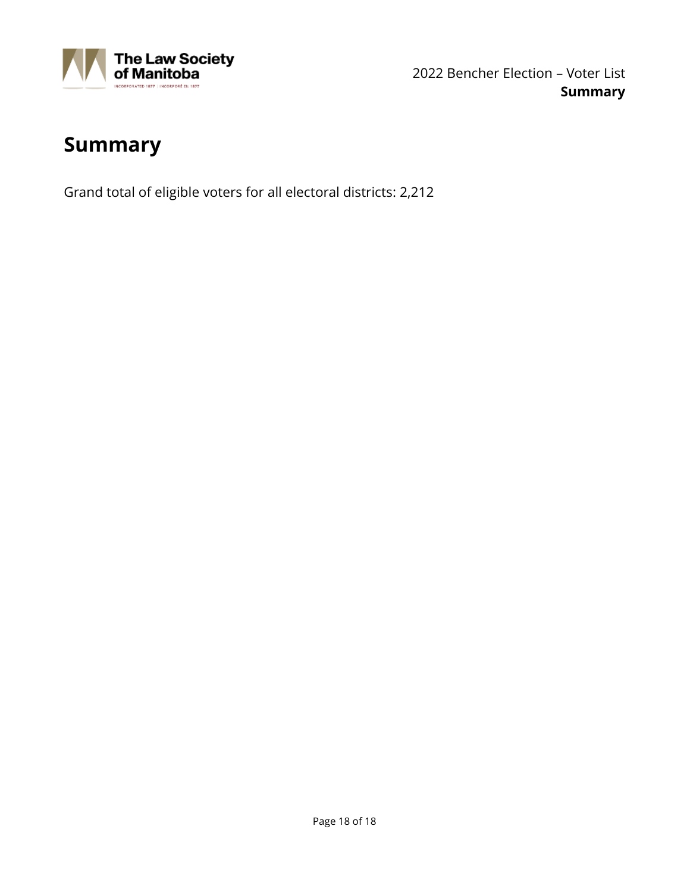# Summary

Grand total of eligible voters for all electoral districts: 2,212